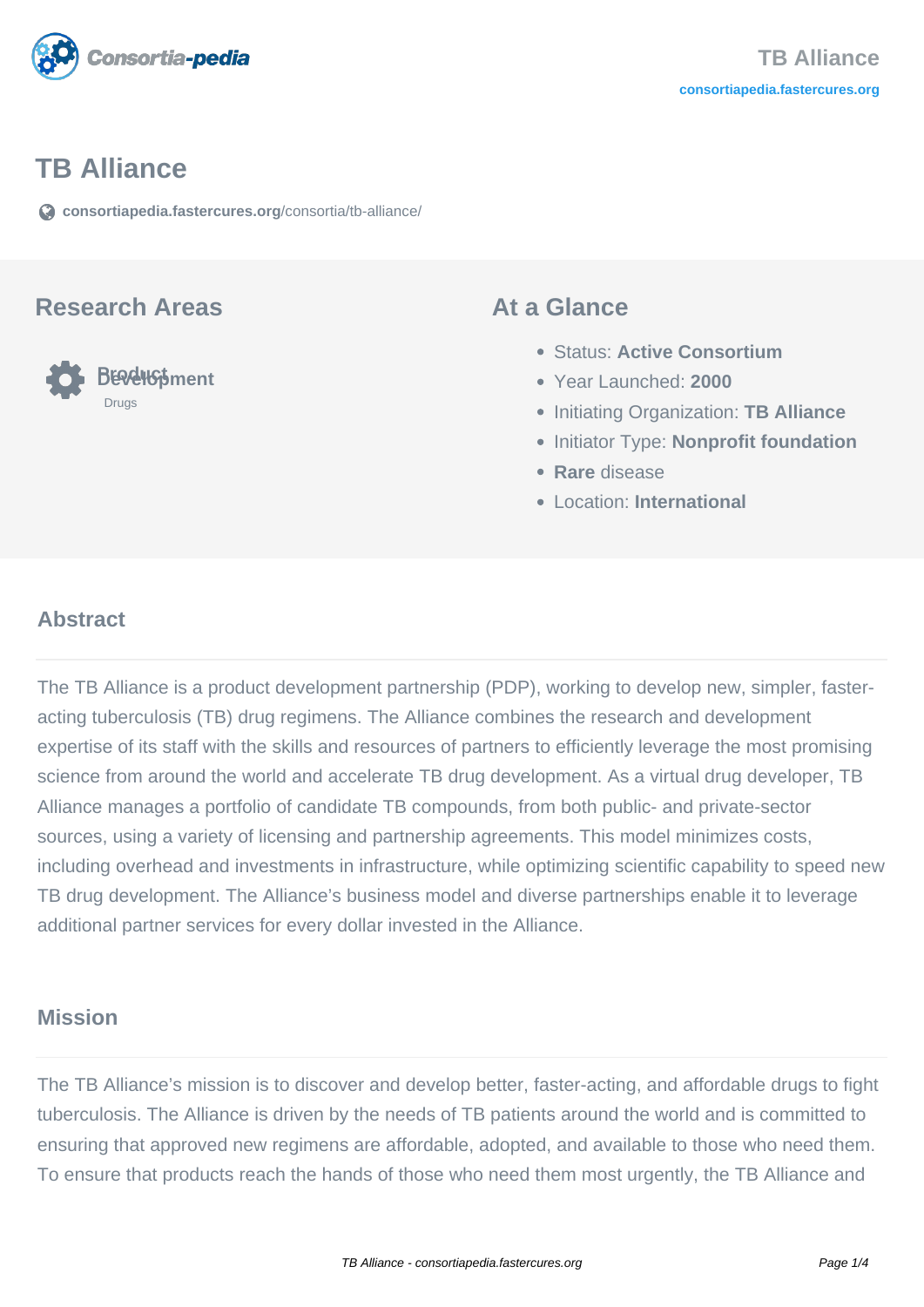# TB Alliance

consortiapedia.fastercures.org/consortia/tb-alliance/

## Research Areas

**Product Development**

Drugs

## At a Glance

- Status: **Active Consortium**
- Year Launched: **2000**
- Initiating Organization: **TB Alliance**
- Initiator Type: **Nonprofit foundation**
- **Rare** disease
- Location: **International**

## Abstract

The TB Alliance is a product development partnership (PDP), working to develop new, simpler, faster-acting tuberculosis (TB) drug regimens. The Alliance combines the research and development expertise of its staff with the skills and resources of partners to efficiently leverage the most promising science from around the world and accelerate TB drug development. As a virtual drug developer, TB Alliance manages a portfolio of candidate TB compounds, from both public- and private-sector sources, using a variety of licensing and partnership agreements. This model minimizes costs, including overhead and investments in infrastructure, while optimizing scientific capability to speed new TB drug development. The Alliance's business model and diverse partnerships enable it to leverage additional partner services for every dollar invested in the Alliance.

## Mission

The TB Alliance's mission is to discover and develop better, faster-acting, and affordable drugs to fight tuberculosis. The Alliance is driven by the needs of TB patients around the world and is committed to ensuring that approved new regimens are affordable, adopted, and available to those who need them. To ensure that products reach the hands of those who need them most urgently, the TB Alliance and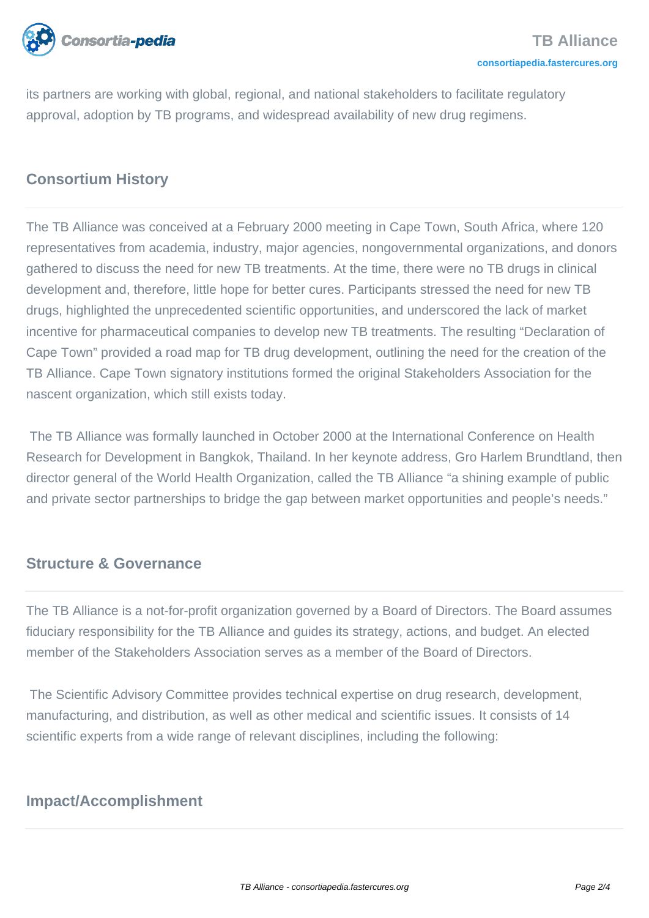its partners are working with global, regional, and national stakeholders to facilitate regulatory approval, adoption by TB programs, and widespread availability of new drug regimens.

## Consortium History

The TB Alliance was conceived at a February 2000 meeting in Cape Town, South Africa, where 120 representatives from academia, industry, major agencies, nongovernmental organizations, and donors gathered to discuss the need for new TB treatments. At the time, there were no TB drugs in clinical development and, therefore, little hope for better cures. Participants stressed the need for new TB drugs, highlighted the unprecedented scientific opportunities, and underscored the lack of market incentive for pharmaceutical companies to develop new TB treatments. The resulting "Declaration of Cape Town" provided a road map for TB drug development, outlining the need for the creation of the TB Alliance. Cape Town signatory institutions formed the original Stakeholders Association for the nascent organization, which still exists today.

The TB Alliance was formally launched in October 2000 at the International Conference on Health Research for Development in Bangkok, Thailand. In her keynote address, Gro Harlem Brundtland, then director general of the World Health Organization, called the TB Alliance "a shining example of public and private sector partnerships to bridge the gap between market opportunities and people's needs."

## Structure & Governance

The TB Alliance is a not-for-profit organization governed by a Board of Directors. The Board assumes fiduciary responsibility for the TB Alliance and guides its strategy, actions, and budget. An elected member of the Stakeholders Association serves as a member of the Board of Directors.

The Scientific Advisory Committee provides technical expertise on drug research, development, manufacturing, and distribution, as well as other medical and scientific issues. It consists of 14 scientific experts from a wide range of relevant disciplines, including the following:

## Impact/Accomplishment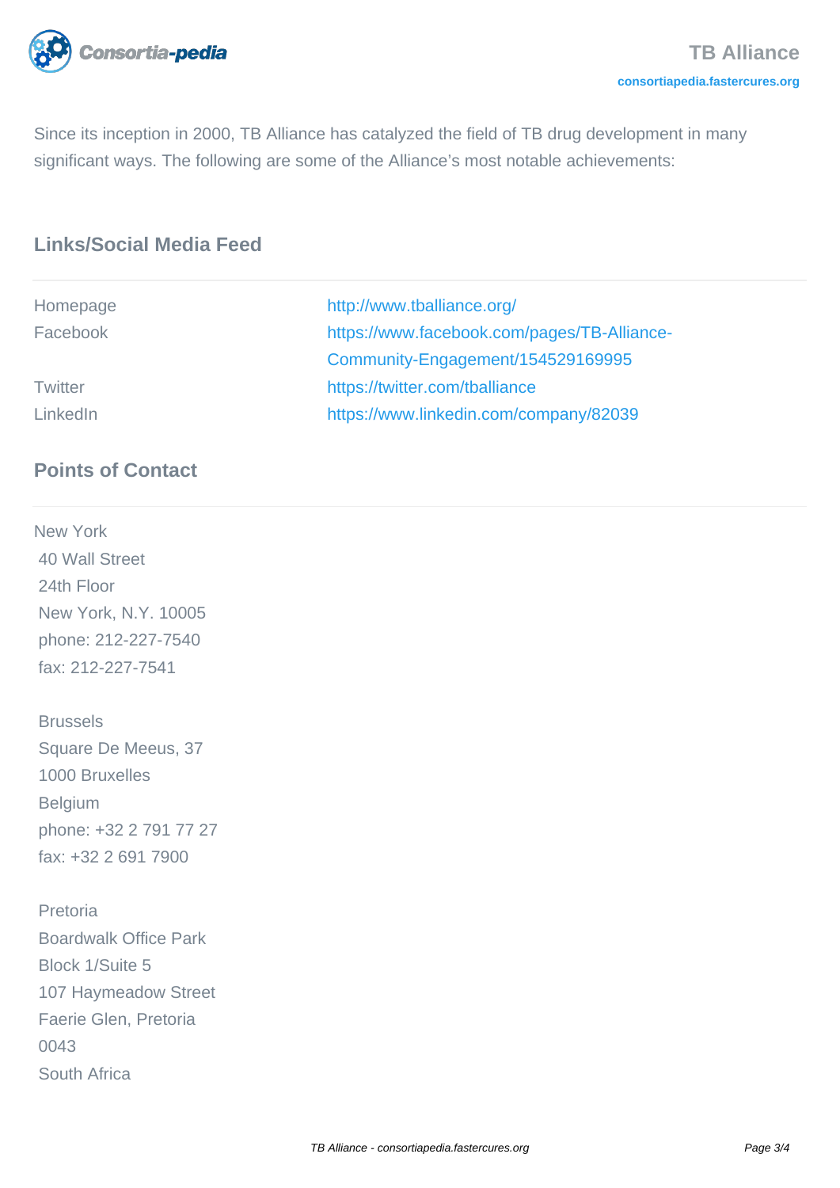Since its inception in 2000, TB Alliance has catalyzed the field of TB drug development in many significant ways. The following are some of the Alliance's most notable achievements:

## Links/Social Media Feed

| | |
|---|---|
| Homepage | http://www.tballiance.org/ |
| Facebook | https://www.facebook.com/pages/TB-Alliance-Community-Engagement/154529169995 |
| Twitter | https://twitter.com/tballiance |
| LinkedIn | https://www.linkedin.com/company/82039 |

## Points of Contact

New York
40 Wall Street
24th Floor
New York, N.Y. 10005
phone: 212-227-7540
fax: 212-227-7541

Brussels
Square De Meeus, 37
1000 Bruxelles
Belgium
phone: +32 2 791 77 27
fax: +32 2 691 7900

Pretoria
Boardwalk Office Park
Block 1/Suite 5
107 Haymeadow Street
Faerie Glen, Pretoria
0043
South Africa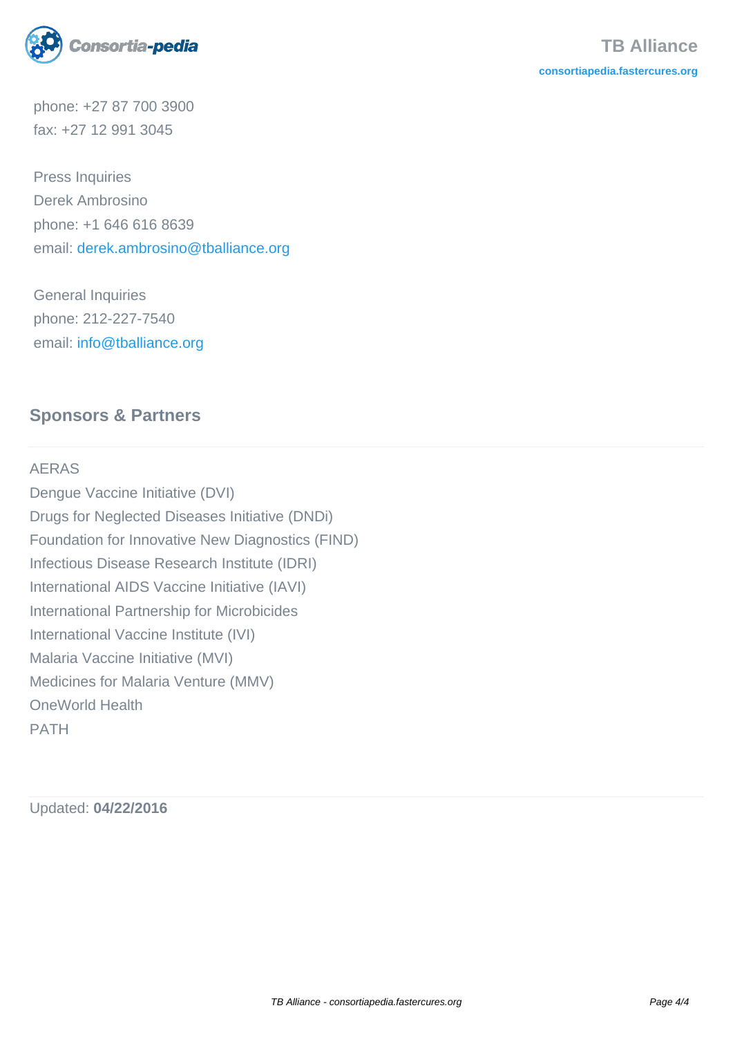phone: +27 87 700 3900
fax: +27 12 991 3045

Press Inquiries
Derek Ambrosino
phone: +1 646 616 8639
email: derek.ambrosino@tballiance.org

General Inquiries
phone: 212-227-7540
email: info@tballiance.org

## Sponsors & Partners

AERAS
Dengue Vaccine Initiative (DVI)
Drugs for Neglected Diseases Initiative (DNDi)
Foundation for Innovative New Diagnostics (FIND)
Infectious Disease Research Institute (IDRI)
International AIDS Vaccine Initiative (IAVI)
International Partnership for Microbicides
International Vaccine Institute (IVI)
Malaria Vaccine Initiative (MVI)
Medicines for Malaria Venture (MMV)
OneWorld Health
PATH

Updated: **04/22/2016**